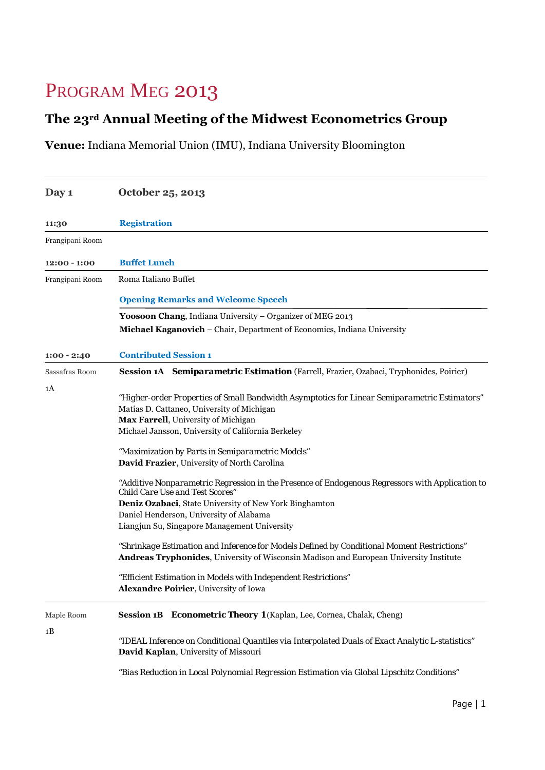# Program MEG 2013

## The 23rd Annual Meeting of the Midwest Econometrics Group

**Venue:** Indiana Memorial Union (IMU), Indiana University Bloomington

---

**Day 1** **October 25, 2013**

**11:30** **Registration**

Frangipani Room

**12:00 - 1:00** **Buffet Lunch**

Frangipani Room

Roma Italiano Buffet

**Opening Remarks and Welcome Speech**

**Yoosoon Chang**, Indiana University – Organizer of MEG 2013
**Michael Kaganovich** – Chair, Department of Economics, Indiana University

**1:00 - 2:40** **Contributed Session 1**

Sassafras Room

1A

**Session 1A Semiparametric Estimation** (Farrell, Frazier, Ozabaci, Tryphonides, Poirier)

"Higher-order Properties of Small Bandwidth Asymptotics for Linear Semiparametric Estimators"
Matias D. Cattaneo, University of Michigan
**Max Farrell**, University of Michigan
Michael Jansson, University of California Berkeley

"Maximization by Parts in Semiparametric Models"
**David Frazier**, University of North Carolina

"Additive Nonparametric Regression in the Presence of Endogenous Regressors with Application to Child Care Use and Test Scores"
**Deniz Ozabaci**, State University of New York Binghamton
Daniel Henderson, University of Alabama
Liangjun Su, Singapore Management University

"Shrinkage Estimation and Inference for Models Defined by Conditional Moment Restrictions"
**Andreas Tryphonides**, University of Wisconsin Madison and European University Institute

"Efficient Estimation in Models with Independent Restrictions"
**Alexandre Poirier**, University of Iowa

---

Maple Room

1B

**Session 1B Econometric Theory 1** (Kaplan, Lee, Cornea, Chalak, Cheng)

"IDEAL Inference on Conditional Quantiles via Interpolated Duals of Exact Analytic L-statistics"
**David Kaplan**, University of Missouri

"Bias Reduction in Local Polynomial Regression Estimation via Global Lipschitz Conditions"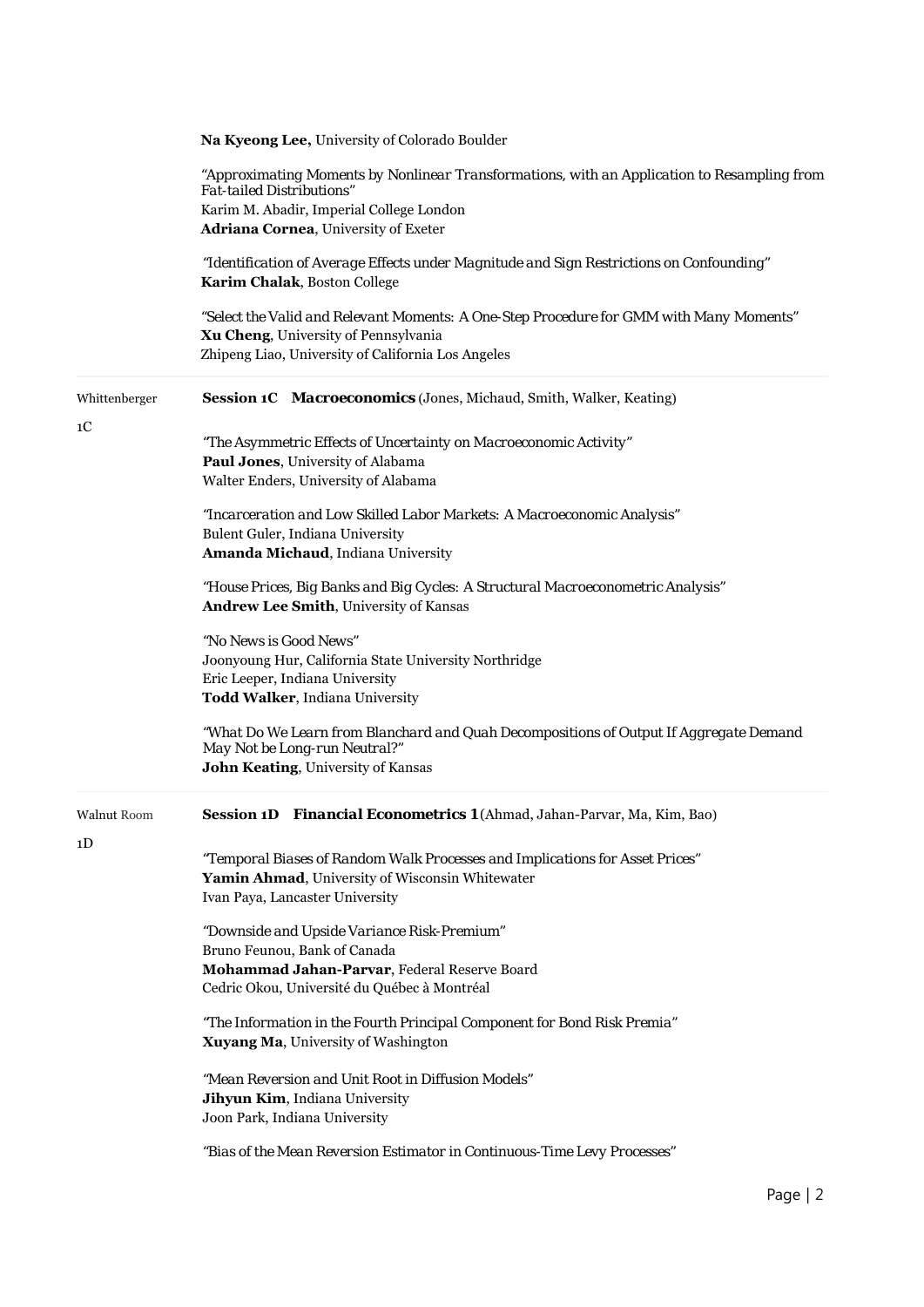**Na Kyeong Lee,** University of Colorado Boulder

*"Approximating Moments by Nonlinear Transformations, with an Application to Resampling from Fat-tailed Distributions"*
Karim M. Abadir, Imperial College London
**Adriana Cornea**, University of Exeter

*"Identification of Average Effects under Magnitude and Sign Restrictions on Confounding"*
**Karim Chalak**, Boston College

*"Select the Valid and Relevant Moments: A One-Step Procedure for GMM with Many Moments"*
**Xu Cheng**, University of Pennsylvania
Zhipeng Liao, University of California Los Angeles

---

Whittenberger

1C

**Session 1C Macroeconomics** (Jones, Michaud, Smith, Walker, Keating)

*"The Asymmetric Effects of Uncertainty on Macroeconomic Activity"*
**Paul Jones**, University of Alabama
Walter Enders, University of Alabama

*"Incarceration and Low Skilled Labor Markets: A Macroeconomic Analysis"*
Bulent Guler, Indiana University
**Amanda Michaud**, Indiana University

*"House Prices, Big Banks and Big Cycles: A Structural Macroeconometric Analysis"*
**Andrew Lee Smith**, University of Kansas

*"No News is Good News"*
Joonyoung Hur, California State University Northridge
Eric Leeper, Indiana University
**Todd Walker**, Indiana University

*"What Do We Learn from Blanchard and Quah Decompositions of Output If Aggregate Demand May Not be Long-run Neutral?"*
**John Keating**, University of Kansas

---

Walnut Room

1D

**Session 1D Financial Econometrics 1** (Ahmad, Jahan-Parvar, Ma, Kim, Bao)

*"Temporal Biases of Random Walk Processes and Implications for Asset Prices"*
**Yamin Ahmad**, University of Wisconsin Whitewater
Ivan Paya, Lancaster University

*"Downside and Upside Variance Risk-Premium"*
Bruno Feunou, Bank of Canada
**Mohammad Jahan-Parvar**, Federal Reserve Board
Cedric Okou, Université du Québec à Montréal

*"The Information in the Fourth Principal Component for Bond Risk Premia"*
**Xuyang Ma**, University of Washington

*"Mean Reversion and Unit Root in Diffusion Models"*
**Jihyun Kim**, Indiana University
Joon Park, Indiana University

*"Bias of the Mean Reversion Estimator in Continuous-Time Levy Processes"*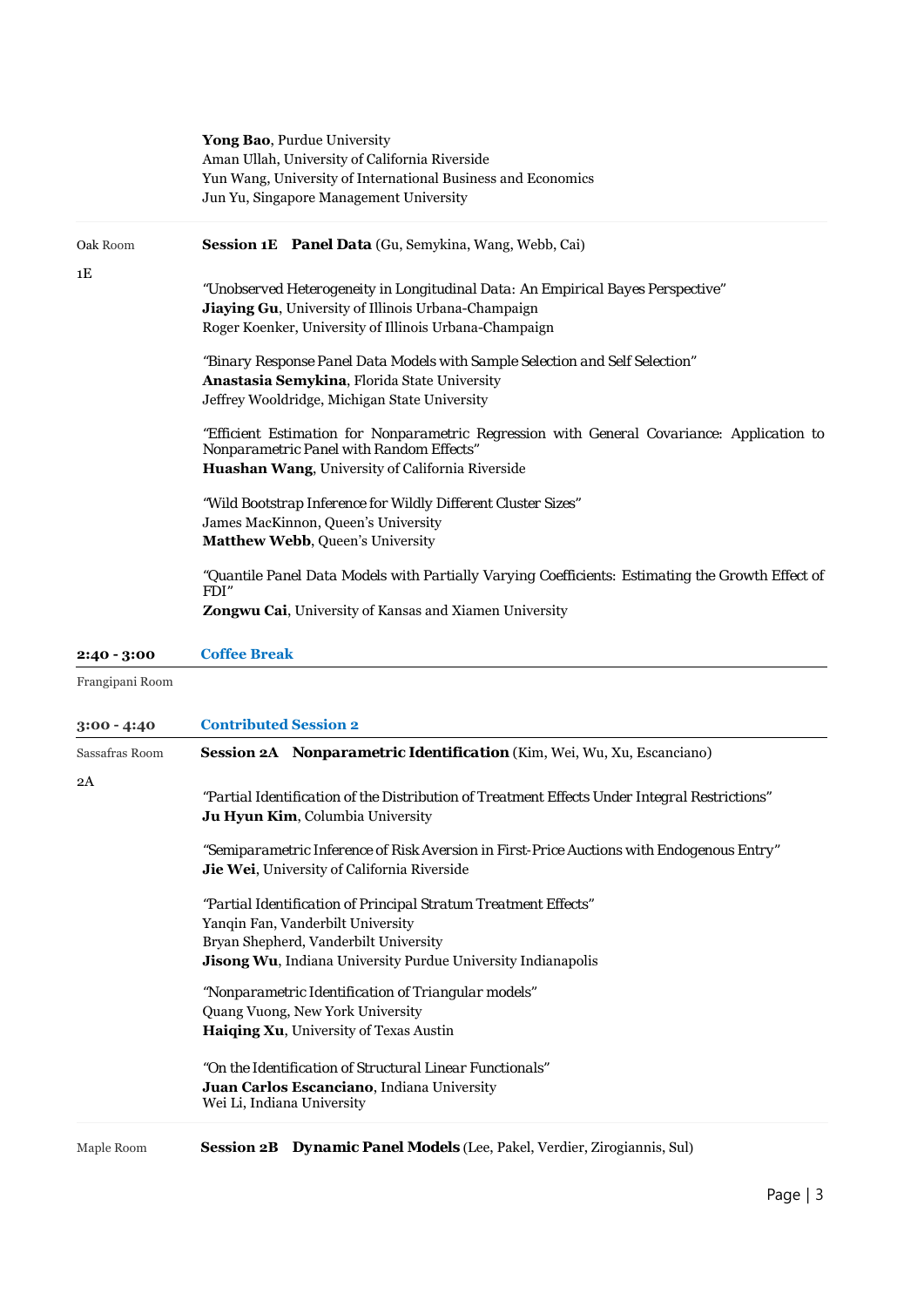**Yong Bao**, Purdue University
Aman Ullah, University of California Riverside
Yun Wang, University of International Business and Economics
Jun Yu, Singapore Management University

Oak Room

1E

**Session 1E Panel Data** (Gu, Semykina, Wang, Webb, Cai)

"Unobserved Heterogeneity in Longitudinal Data: An Empirical Bayes Perspective"
**Jiaying Gu**, University of Illinois Urbana-Champaign
Roger Koenker, University of Illinois Urbana-Champaign

"Binary Response Panel Data Models with Sample Selection and Self Selection"
**Anastasia Semykina**, Florida State University
Jeffrey Wooldridge, Michigan State University

"Efficient Estimation for Nonparametric Regression with General Covariance: Application to Nonparametric Panel with Random Effects"
**Huashan Wang**, University of California Riverside

"Wild Bootstrap Inference for Wildly Different Cluster Sizes"
James MacKinnon, Queen's University
**Matthew Webb**, Queen's University

"Quantile Panel Data Models with Partially Varying Coefficients: Estimating the Growth Effect of FDI"
**Zongwu Cai**, University of Kansas and Xiamen University

**2:40 - 3:00** **Coffee Break**

Frangipani Room

**3:00 - 4:40** **Contributed Session 2**

Sassafras Room

2A

**Session 2A Nonparametric Identification** (Kim, Wei, Wu, Xu, Escanciano)

"Partial Identification of the Distribution of Treatment Effects Under Integral Restrictions"
**Ju Hyun Kim**, Columbia University

"Semiparametric Inference of Risk Aversion in First-Price Auctions with Endogenous Entry"
**Jie Wei**, University of California Riverside

"Partial Identification of Principal Stratum Treatment Effects"
Yanqin Fan, Vanderbilt University
Bryan Shepherd, Vanderbilt University
**Jisong Wu**, Indiana University Purdue University Indianapolis

"Nonparametric Identification of Triangular models"
Quang Vuong, New York University
**Haiqing Xu**, University of Texas Austin

"On the Identification of Structural Linear Functionals"
**Juan Carlos Escanciano**, Indiana University
Wei Li, Indiana University

Maple Room

**Session 2B Dynamic Panel Models** (Lee, Pakel, Verdier, Zirogiannis, Sul)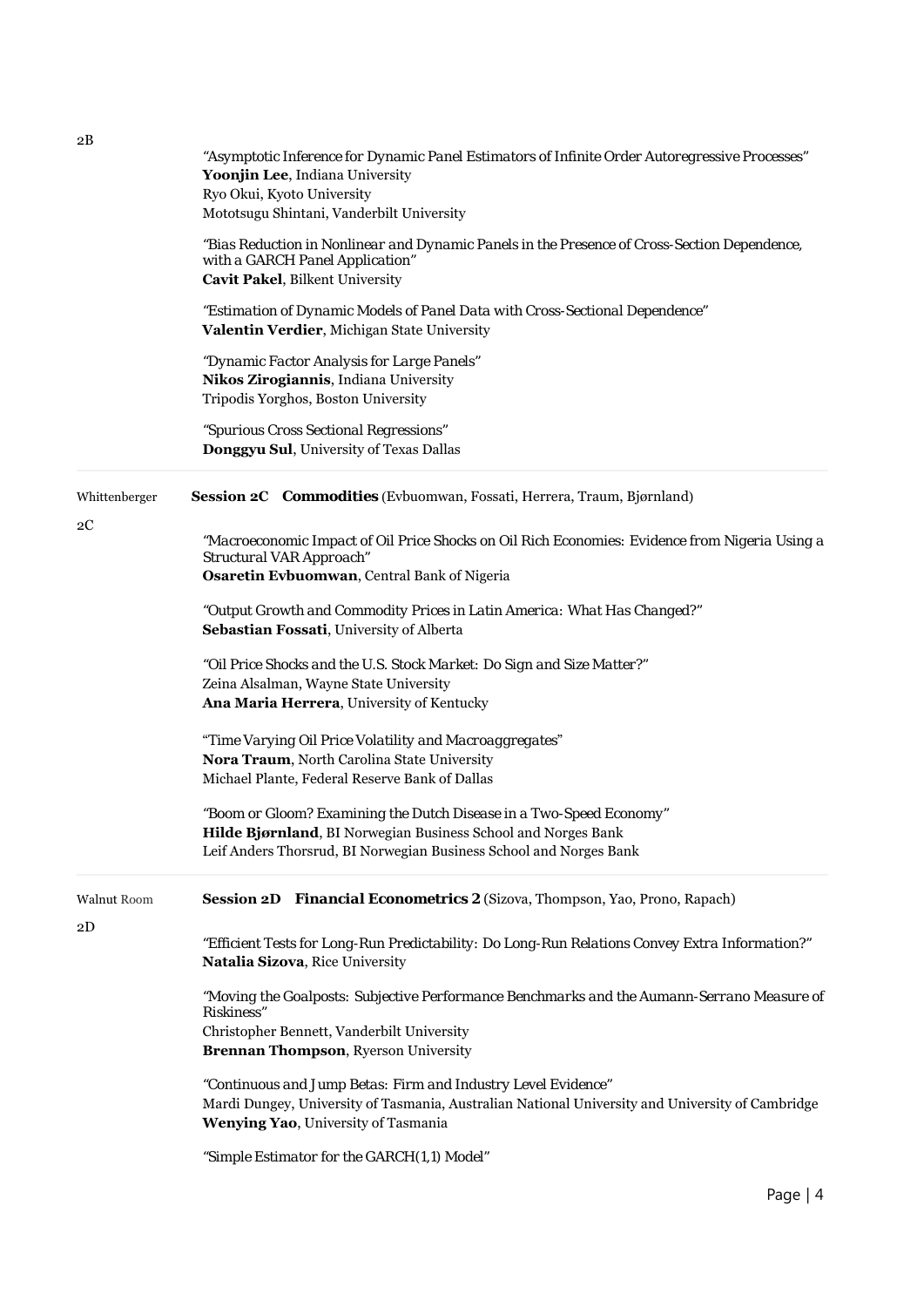2B

"Asymptotic Inference for Dynamic Panel Estimators of Infinite Order Autoregressive Processes"
**Yoonjin Lee**, Indiana University
Ryo Okui, Kyoto University
Mototsugu Shintani, Vanderbilt University

"Bias Reduction in Nonlinear and Dynamic Panels in the Presence of Cross-Section Dependence, with a GARCH Panel Application"
**Cavit Pakel**, Bilkent University

"Estimation of Dynamic Models of Panel Data with Cross-Sectional Dependence"
**Valentin Verdier**, Michigan State University

"Dynamic Factor Analysis for Large Panels"
**Nikos Zirogiannis**, Indiana University
Tripodis Yorghos, Boston University

"Spurious Cross Sectional Regressions"
**Donggyu Sul**, University of Texas Dallas

---

Whittenberger

2C

**Session 2C Commodities** (Evbuomwan, Fossati, Herrera, Traum, Bjørnland)

"Macroeconomic Impact of Oil Price Shocks on Oil Rich Economies: Evidence from Nigeria Using a Structural VAR Approach"
**Osaretin Evbuomwan**, Central Bank of Nigeria

"Output Growth and Commodity Prices in Latin America: What Has Changed?"
**Sebastian Fossati**, University of Alberta

"Oil Price Shocks and the U.S. Stock Market: Do Sign and Size Matter?"
Zeina Alsalman, Wayne State University
**Ana Maria Herrera**, University of Kentucky

"Time Varying Oil Price Volatility and Macroaggregates"
**Nora Traum**, North Carolina State University
Michael Plante, Federal Reserve Bank of Dallas

"Boom or Gloom? Examining the Dutch Disease in a Two-Speed Economy"
**Hilde Bjørnland**, BI Norwegian Business School and Norges Bank
Leif Anders Thorsrud, BI Norwegian Business School and Norges Bank

---

Walnut Room

2D

**Session 2D Financial Econometrics 2** (Sizova, Thompson, Yao, Prono, Rapach)

"Efficient Tests for Long-Run Predictability: Do Long-Run Relations Convey Extra Information?"
**Natalia Sizova**, Rice University

"Moving the Goalposts: Subjective Performance Benchmarks and the Aumann-Serrano Measure of Riskiness"
Christopher Bennett, Vanderbilt University
**Brennan Thompson**, Ryerson University

"Continuous and Jump Betas: Firm and Industry Level Evidence"
Mardi Dungey, University of Tasmania, Australian National University and University of Cambridge
**Wenying Yao**, University of Tasmania

"Simple Estimator for the GARCH(1,1) Model"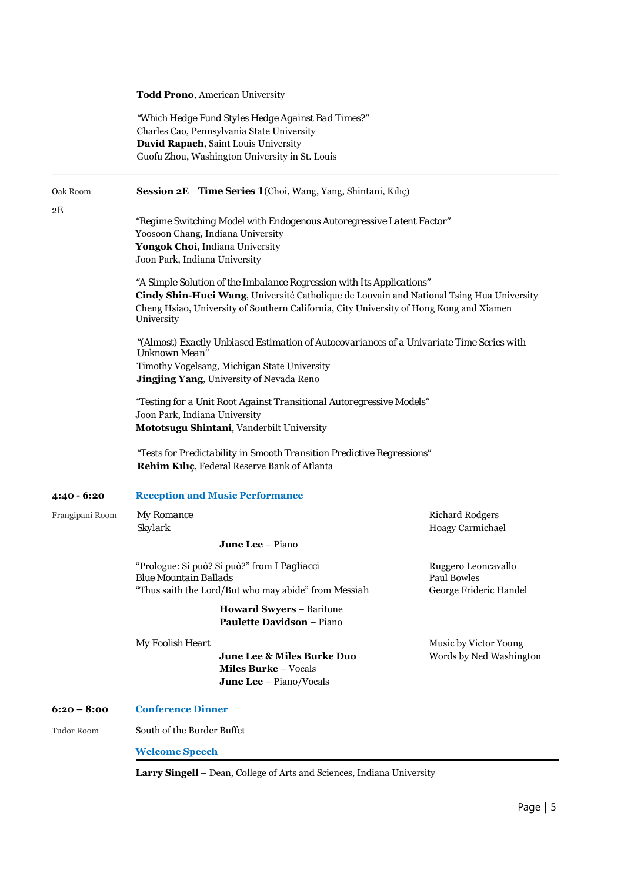**Todd Prono**, American University

"Which Hedge Fund Styles Hedge Against Bad Times?"
Charles Cao, Pennsylvania State University
**David Rapach**, Saint Louis University
Guofu Zhou, Washington University in St. Louis

---

Oak Room

2E

**Session 2E Time Series 1** (Choi, Wang, Yang, Shintani, Kılıç)

"Regime Switching Model with Endogenous Autoregressive Latent Factor"
Yoosoon Chang, Indiana University
**Yongok Choi**, Indiana University
Joon Park, Indiana University

"A Simple Solution of the Imbalance Regression with Its Applications"
**Cindy Shin-Huei Wang**, Université Catholique de Louvain and National Tsing Hua University
Cheng Hsiao, University of Southern California, City University of Hong Kong and Xiamen University

"(Almost) Exactly Unbiased Estimation of Autocovariances of a Univariate Time Series with Unknown Mean"
Timothy Vogelsang, Michigan State University
**Jingjing Yang**, University of Nevada Reno

"Testing for a Unit Root Against Transitional Autoregressive Models"
Joon Park, Indiana University
**Mototsugu Shintani**, Vanderbilt University

"Tests for Predictability in Smooth Transition Predictive Regressions"
**Rehim Kılıç**, Federal Reserve Bank of Atlanta

## 4:40 - 6:20 Reception and Music Performance

Frangipani Room

My Romance — Richard Rodgers
Skylark — Hoagy Carmichael

**June Lee** – Piano

"Prologue: Si può? Si può?" from I Pagliacci — Ruggero Leoncavallo
Blue Mountain Ballads — Paul Bowles
"Thus saith the Lord/But who may abide" from Messiah — George Frideric Handel

**Howard Swyers** – Baritone
**Paulette Davidson** – Piano

My Foolish Heart — Music by Victor Young, Words by Ned Washington

**June Lee & Miles Burke Duo**
**Miles Burke** – Vocals
**June Lee** – Piano/Vocals

## 6:20 – 8:00 Conference Dinner

Tudor Room

South of the Border Buffet

### Welcome Speech

**Larry Singell** – Dean, College of Arts and Sciences, Indiana University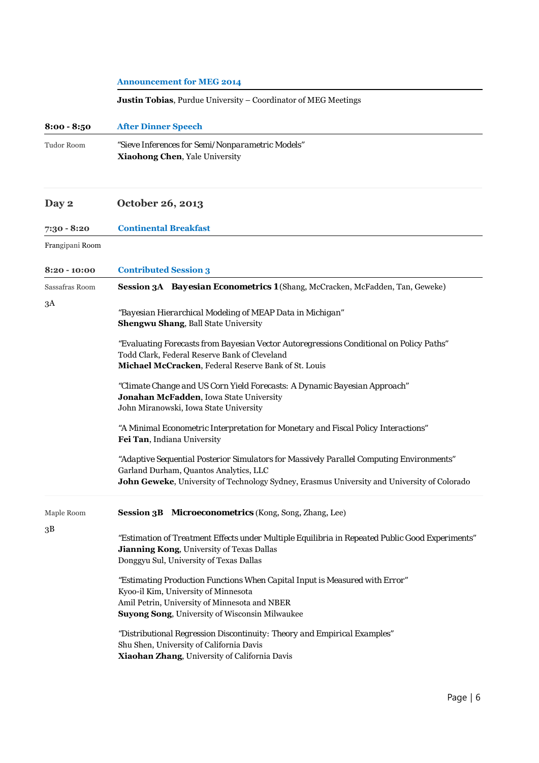**Announcement for MEG 2014**

**Justin Tobias**, Purdue University – Coordinator of MEG Meetings

**8:00 - 8:50** **After Dinner Speech**

Tudor Room

"Sieve Inferences for Semi/Nonparametric Models"
**Xiaohong Chen**, Yale University

## Day 2 October 26, 2013

**7:30 - 8:20** **Continental Breakfast**

Frangipani Room

**8:20 - 10:00** **Contributed Session 3**

Sassafras Room

3A

**Session 3A Bayesian Econometrics 1** (Shang, McCracken, McFadden, Tan, Geweke)

"Bayesian Hierarchical Modeling of MEAP Data in Michigan"
**Shengwu Shang**, Ball State University

"Evaluating Forecasts from Bayesian Vector Autoregressions Conditional on Policy Paths"
Todd Clark, Federal Reserve Bank of Cleveland
**Michael McCracken**, Federal Reserve Bank of St. Louis

"Climate Change and US Corn Yield Forecasts: A Dynamic Bayesian Approach"
**Jonahan McFadden**, Iowa State University
John Miranowski, Iowa State University

"A Minimal Econometric Interpretation for Monetary and Fiscal Policy Interactions"
**Fei Tan**, Indiana University

"Adaptive Sequential Posterior Simulators for Massively Parallel Computing Environments"
Garland Durham, Quantos Analytics, LLC
**John Geweke**, University of Technology Sydney, Erasmus University and University of Colorado

Maple Room

3B

**Session 3B Microeconometrics** (Kong, Song, Zhang, Lee)

"Estimation of Treatment Effects under Multiple Equilibria in Repeated Public Good Experiments"
**Jianning Kong**, University of Texas Dallas
Donggyu Sul, University of Texas Dallas

"Estimating Production Functions When Capital Input is Measured with Error"
Kyoo-il Kim, University of Minnesota
Amil Petrin, University of Minnesota and NBER
**Suyong Song**, University of Wisconsin Milwaukee

"Distributional Regression Discontinuity: Theory and Empirical Examples"
Shu Shen, University of California Davis
**Xiaohan Zhang**, University of California Davis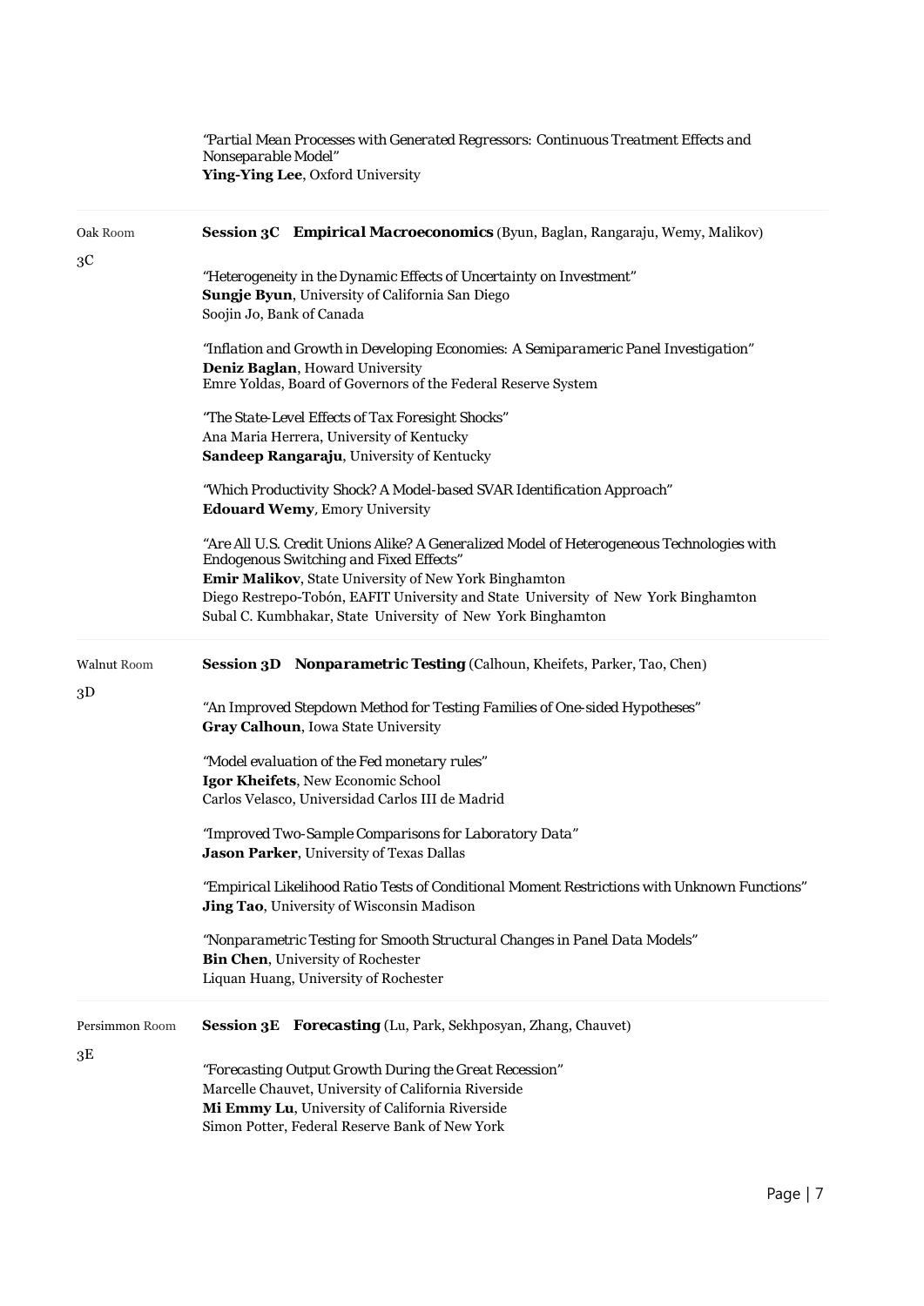*"Partial Mean Processes with Generated Regressors: Continuous Treatment Effects and Nonseparable Model"*
**Ying-Ying Lee**, Oxford University

---

Oak Room

3C

**Session 3C Empirical Macroeconomics** (Byun, Baglan, Rangaraju, Wemy, Malikov)

*"Heterogeneity in the Dynamic Effects of Uncertainty on Investment"*
**Sungje Byun**, University of California San Diego
Soojin Jo, Bank of Canada

*"Inflation and Growth in Developing Economies: A Semiparameric Panel Investigation"*
**Deniz Baglan**, Howard University
Emre Yoldas, Board of Governors of the Federal Reserve System

*"The State-Level Effects of Tax Foresight Shocks"*
Ana Maria Herrera, University of Kentucky
**Sandeep Rangaraju**, University of Kentucky

*"Which Productivity Shock? A Model-based SVAR Identification Approach"*
**Edouard Wemy**, Emory University

*"Are All U.S. Credit Unions Alike? A Generalized Model of Heterogeneous Technologies with Endogenous Switching and Fixed Effects"*
**Emir Malikov**, State University of New York Binghamton
Diego Restrepo-Tobón, EAFIT University and State University of New York Binghamton
Subal C. Kumbhakar, State University of New York Binghamton

---

Walnut Room

3D

**Session 3D Nonparametric Testing** (Calhoun, Kheifets, Parker, Tao, Chen)

*"An Improved Stepdown Method for Testing Families of One-sided Hypotheses"*
**Gray Calhoun**, Iowa State University

*"Model evaluation of the Fed monetary rules"*
**Igor Kheifets**, New Economic School
Carlos Velasco, Universidad Carlos III de Madrid

*"Improved Two-Sample Comparisons for Laboratory Data"*
**Jason Parker**, University of Texas Dallas

*"Empirical Likelihood Ratio Tests of Conditional Moment Restrictions with Unknown Functions"*
**Jing Tao**, University of Wisconsin Madison

*"Nonparametric Testing for Smooth Structural Changes in Panel Data Models"*
**Bin Chen**, University of Rochester
Liquan Huang, University of Rochester

---

Persimmon Room

3E

**Session 3E Forecasting** (Lu, Park, Sekhposyan, Zhang, Chauvet)

*"Forecasting Output Growth During the Great Recession"*
Marcelle Chauvet, University of California Riverside
**Mi Emmy Lu**, University of California Riverside
Simon Potter, Federal Reserve Bank of New York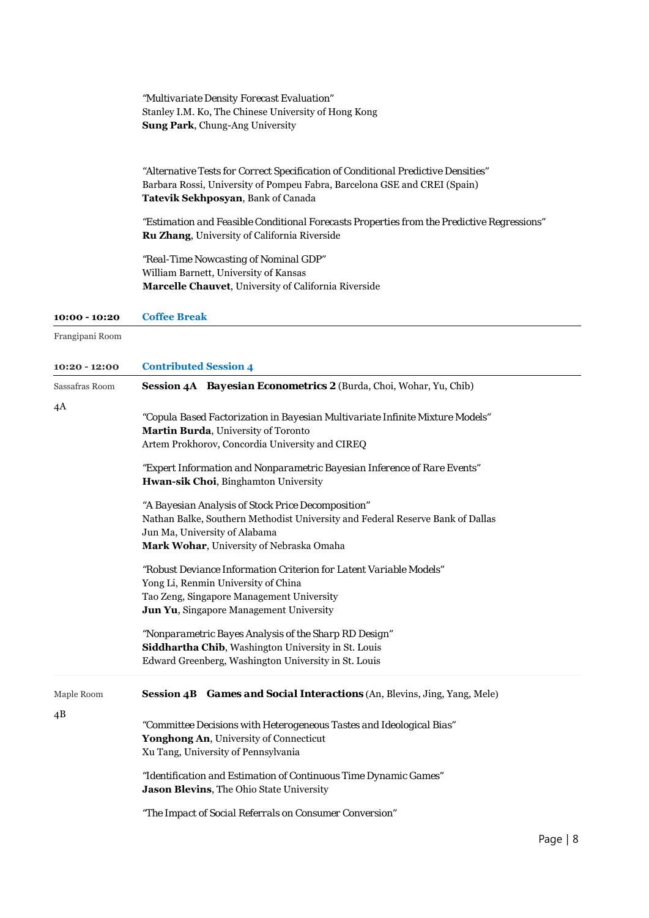"Multivariate Density Forecast Evaluation"
Stanley I.M. Ko, The Chinese University of Hong Kong
**Sung Park**, Chung-Ang University

"Alternative Tests for Correct Specification of Conditional Predictive Densities"
Barbara Rossi, University of Pompeu Fabra, Barcelona GSE and CREI (Spain)
**Tatevik Sekhposyan**, Bank of Canada

"Estimation and Feasible Conditional Forecasts Properties from the Predictive Regressions"
**Ru Zhang**, University of California Riverside

"Real-Time Nowcasting of Nominal GDP"
William Barnett, University of Kansas
**Marcelle Chauvet**, University of California Riverside

**10:00 - 10:20** **Coffee Break**

Frangipani Room

**10:20 - 12:00** **Contributed Session 4**

Sassafras Room

4A

**Session 4A Bayesian Econometrics 2** (Burda, Choi, Wohar, Yu, Chib)

"Copula Based Factorization in Bayesian Multivariate Infinite Mixture Models"
**Martin Burda**, University of Toronto
Artem Prokhorov, Concordia University and CIREQ

"Expert Information and Nonparametric Bayesian Inference of Rare Events"
**Hwan-sik Choi**, Binghamton University

"A Bayesian Analysis of Stock Price Decomposition"
Nathan Balke, Southern Methodist University and Federal Reserve Bank of Dallas
Jun Ma, University of Alabama
**Mark Wohar**, University of Nebraska Omaha

"Robust Deviance Information Criterion for Latent Variable Models"
Yong Li, Renmin University of China
Tao Zeng, Singapore Management University
**Jun Yu**, Singapore Management University

"Nonparametric Bayes Analysis of the Sharp RD Design"
**Siddhartha Chib**, Washington University in St. Louis
Edward Greenberg, Washington University in St. Louis

Maple Room

4B

**Session 4B Games and Social Interactions** (An, Blevins, Jing, Yang, Mele)

"Committee Decisions with Heterogeneous Tastes and Ideological Bias"
**Yonghong An**, University of Connecticut
Xu Tang, University of Pennsylvania

"Identification and Estimation of Continuous Time Dynamic Games"
**Jason Blevins**, The Ohio State University

"The Impact of Social Referrals on Consumer Conversion"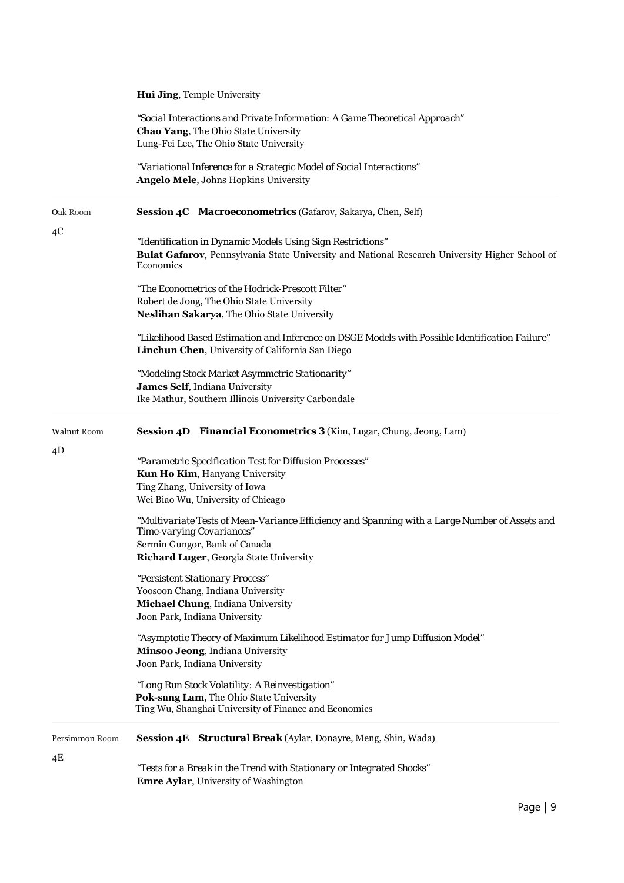**Hui Jing**, Temple University

"Social Interactions and Private Information: A Game Theoretical Approach"
**Chao Yang**, The Ohio State University
Lung-Fei Lee, The Ohio State University

"Variational Inference for a Strategic Model of Social Interactions"
**Angelo Mele**, Johns Hopkins University

---

Oak Room

4C

**Session 4C Macroeconometrics** (Gafarov, Sakarya, Chen, Self)

"Identification in Dynamic Models Using Sign Restrictions"
**Bulat Gafarov**, Pennsylvania State University and National Research University Higher School of Economics

"The Econometrics of the Hodrick-Prescott Filter"
Robert de Jong, The Ohio State University
**Neslihan Sakarya**, The Ohio State University

"Likelihood Based Estimation and Inference on DSGE Models with Possible Identification Failure"
**Linchun Chen**, University of California San Diego

"Modeling Stock Market Asymmetric Stationarity"
**James Self**, Indiana University
Ike Mathur, Southern Illinois University Carbondale

---

Walnut Room

4D

**Session 4D Financial Econometrics 3** (Kim, Lugar, Chung, Jeong, Lam)

"Parametric Specification Test for Diffusion Processes"
**Kun Ho Kim**, Hanyang University
Ting Zhang, University of Iowa
Wei Biao Wu, University of Chicago

"Multivariate Tests of Mean-Variance Efficiency and Spanning with a Large Number of Assets and Time-varying Covariances"
Sermin Gungor, Bank of Canada
**Richard Luger**, Georgia State University

"Persistent Stationary Process"
Yoosoon Chang, Indiana University
**Michael Chung**, Indiana University
Joon Park, Indiana University

"Asymptotic Theory of Maximum Likelihood Estimator for Jump Diffusion Model"
**Minsoo Jeong**, Indiana University
Joon Park, Indiana University

"Long Run Stock Volatility: A Reinvestigation"
**Pok-sang Lam**, The Ohio State University
Ting Wu, Shanghai University of Finance and Economics

---

Persimmon Room

4E

**Session 4E Structural Break** (Aylar, Donayre, Meng, Shin, Wada)

"Tests for a Break in the Trend with Stationary or Integrated Shocks"
**Emre Aylar**, University of Washington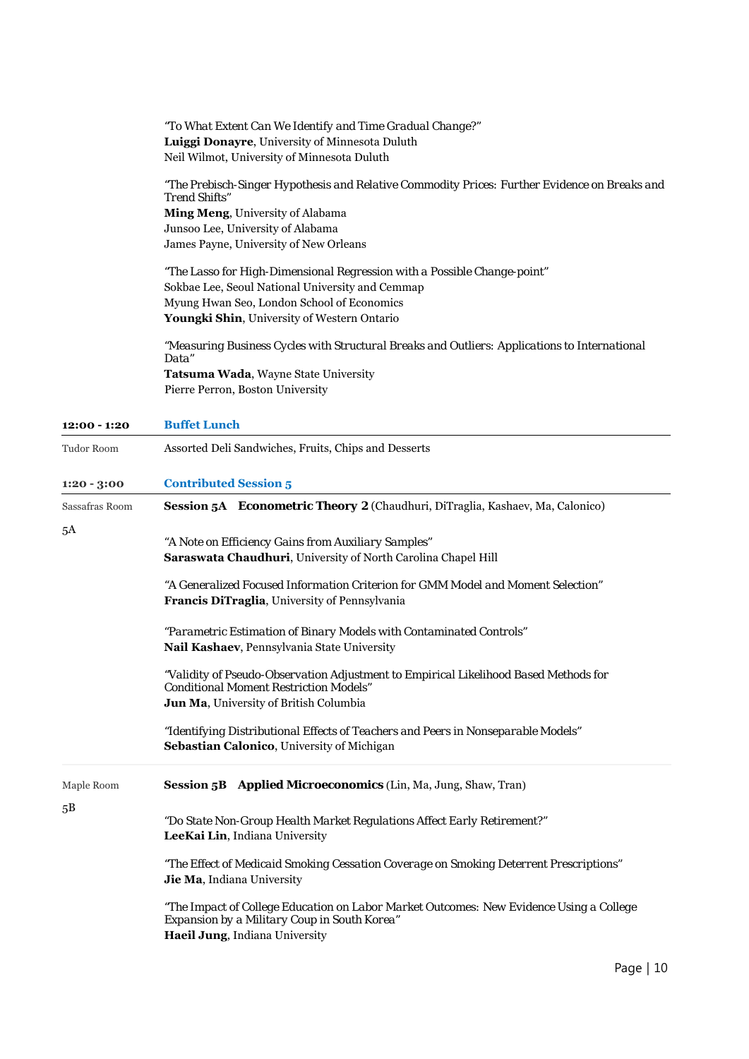"To What Extent Can We Identify and Time Gradual Change?"
**Luiggi Donayre**, University of Minnesota Duluth
Neil Wilmot, University of Minnesota Duluth

"The Prebisch-Singer Hypothesis and Relative Commodity Prices: Further Evidence on Breaks and Trend Shifts"
**Ming Meng**, University of Alabama
Junsoo Lee, University of Alabama
James Payne, University of New Orleans

"The Lasso for High-Dimensional Regression with a Possible Change-point"
Sokbae Lee, Seoul National University and Cemmap
Myung Hwan Seo, London School of Economics
**Youngki Shin**, University of Western Ontario

"Measuring Business Cycles with Structural Breaks and Outliers: Applications to International Data"
**Tatsuma Wada**, Wayne State University
Pierre Perron, Boston University

**12:00 - 1:20** **Buffet Lunch**

Tudor Room — Assorted Deli Sandwiches, Fruits, Chips and Desserts

**1:20 - 3:00** **Contributed Session 5**

Sassafras Room
5A

**Session 5A Econometric Theory 2** (Chaudhuri, DiTraglia, Kashaev, Ma, Calonico)

"A Note on Efficiency Gains from Auxiliary Samples"
**Saraswata Chaudhuri**, University of North Carolina Chapel Hill

"A Generalized Focused Information Criterion for GMM Model and Moment Selection"
**Francis DiTraglia**, University of Pennsylvania

"Parametric Estimation of Binary Models with Contaminated Controls"
**Nail Kashaev**, Pennsylvania State University

"Validity of Pseudo-Observation Adjustment to Empirical Likelihood Based Methods for Conditional Moment Restriction Models"
**Jun Ma**, University of British Columbia

"Identifying Distributional Effects of Teachers and Peers in Nonseparable Models"
**Sebastian Calonico**, University of Michigan

Maple Room
5B

**Session 5B Applied Microeconomics** (Lin, Ma, Jung, Shaw, Tran)

"Do State Non-Group Health Market Regulations Affect Early Retirement?"
**LeeKai Lin**, Indiana University

"The Effect of Medicaid Smoking Cessation Coverage on Smoking Deterrent Prescriptions"
**Jie Ma**, Indiana University

"The Impact of College Education on Labor Market Outcomes: New Evidence Using a College Expansion by a Military Coup in South Korea"
**Haeil Jung**, Indiana University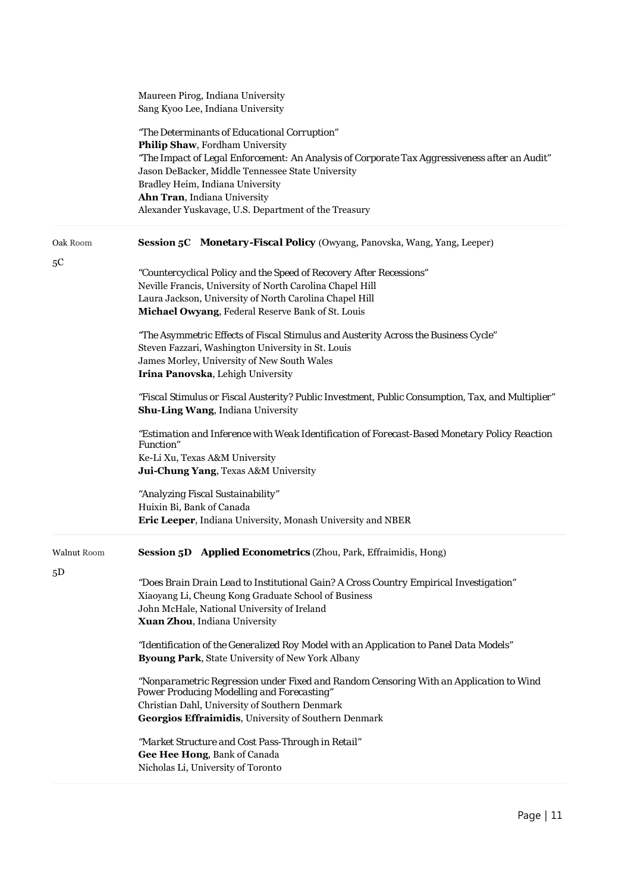Maureen Pirog, Indiana University
Sang Kyoo Lee, Indiana University

*"The Determinants of Educational Corruption"*
**Philip Shaw**, Fordham University

*"The Impact of Legal Enforcement: An Analysis of Corporate Tax Aggressiveness after an Audit"*
Jason DeBacker, Middle Tennessee State University
Bradley Heim, Indiana University
**Ahn Tran**, Indiana University
Alexander Yuskavage, U.S. Department of the Treasury

---

Oak Room

5C

**Session 5C Monetary-Fiscal Policy** (Owyang, Panovska, Wang, Yang, Leeper)

*"Countercyclical Policy and the Speed of Recovery After Recessions"*
Neville Francis, University of North Carolina Chapel Hill
Laura Jackson, University of North Carolina Chapel Hill
**Michael Owyang**, Federal Reserve Bank of St. Louis

*"The Asymmetric Effects of Fiscal Stimulus and Austerity Across the Business Cycle"*
Steven Fazzari, Washington University in St. Louis
James Morley, University of New South Wales
**Irina Panovska**, Lehigh University

*"Fiscal Stimulus or Fiscal Austerity? Public Investment, Public Consumption, Tax, and Multiplier"*
**Shu-Ling Wang**, Indiana University

*"Estimation and Inference with Weak Identification of Forecast-Based Monetary Policy Reaction Function"*
Ke-Li Xu, Texas A&M University
**Jui-Chung Yang**, Texas A&M University

*"Analyzing Fiscal Sustainability"*
Huixin Bi, Bank of Canada
**Eric Leeper**, Indiana University, Monash University and NBER

---

Walnut Room

5D

**Session 5D Applied Econometrics** (Zhou, Park, Effraimidis, Hong)

*"Does Brain Drain Lead to Institutional Gain? A Cross Country Empirical Investigation"*
Xiaoyang Li, Cheung Kong Graduate School of Business
John McHale, National University of Ireland
**Xuan Zhou**, Indiana University

*"Identification of the Generalized Roy Model with an Application to Panel Data Models"*
**Byoung Park**, State University of New York Albany

*"Nonparametric Regression under Fixed and Random Censoring With an Application to Wind Power Producing Modelling and Forecasting"*
Christian Dahl, University of Southern Denmark
**Georgios Effraimidis**, University of Southern Denmark

*"Market Structure and Cost Pass-Through in Retail"*
**Gee Hee Hong**, Bank of Canada
Nicholas Li, University of Toronto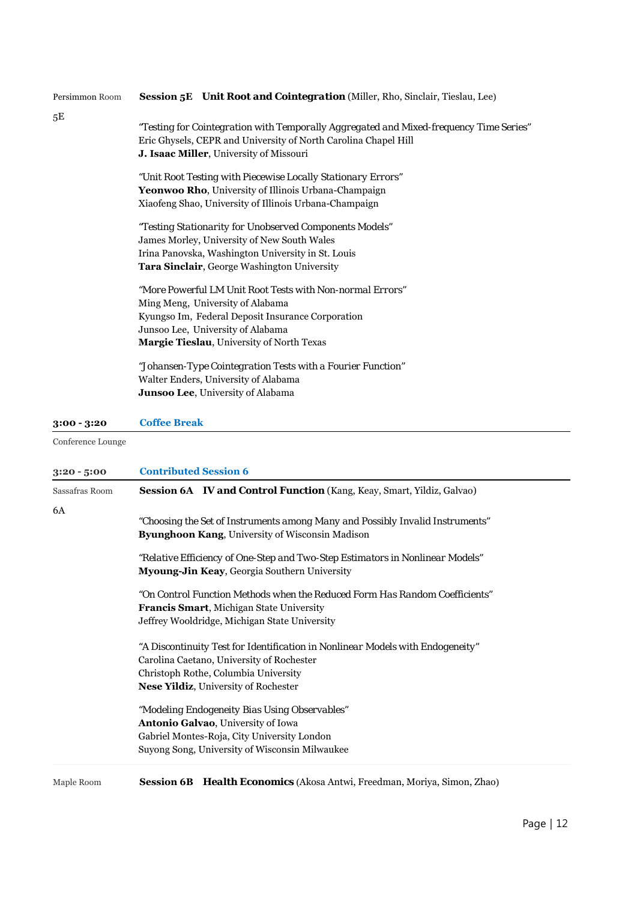Persimmon Room

5E

**Session 5E Unit Root and Cointegration** (Miller, Rho, Sinclair, Tieslau, Lee)

"Testing for Cointegration with Temporally Aggregated and Mixed-frequency Time Series"
Eric Ghysels, CEPR and University of North Carolina Chapel Hill
**J. Isaac Miller**, University of Missouri

"Unit Root Testing with Piecewise Locally Stationary Errors"
**Yeonwoo Rho**, University of Illinois Urbana-Champaign
Xiaofeng Shao, University of Illinois Urbana-Champaign

"Testing Stationarity for Unobserved Components Models"
James Morley, University of New South Wales
Irina Panovska, Washington University in St. Louis
**Tara Sinclair**, George Washington University

"More Powerful LM Unit Root Tests with Non-normal Errors"
Ming Meng, University of Alabama
Kyungso Im, Federal Deposit Insurance Corporation
Junsoo Lee, University of Alabama
**Margie Tieslau**, University of North Texas

"Johansen-Type Cointegration Tests with a Fourier Function"
Walter Enders, University of Alabama
**Junsoo Lee**, University of Alabama

**3:00 - 3:20** **Coffee Break**

Conference Lounge

**3:20 - 5:00** **Contributed Session 6**

Sassafras Room

6A

**Session 6A IV and Control Function** (Kang, Keay, Smart, Yildiz, Galvao)

"Choosing the Set of Instruments among Many and Possibly Invalid Instruments"
**Byunghoon Kang**, University of Wisconsin Madison

"Relative Efficiency of One-Step and Two-Step Estimators in Nonlinear Models"
**Myoung-Jin Keay**, Georgia Southern University

"On Control Function Methods when the Reduced Form Has Random Coefficients"
**Francis Smart**, Michigan State University
Jeffrey Wooldridge, Michigan State University

"A Discontinuity Test for Identification in Nonlinear Models with Endogeneity"
Carolina Caetano, University of Rochester
Christoph Rothe, Columbia University
**Nese Yildiz**, University of Rochester

"Modeling Endogeneity Bias Using Observables"
**Antonio Galvao**, University of Iowa
Gabriel Montes-Roja, City University London
Suyong Song, University of Wisconsin Milwaukee

Maple Room

**Session 6B Health Economics** (Akosa Antwi, Freedman, Moriya, Simon, Zhao)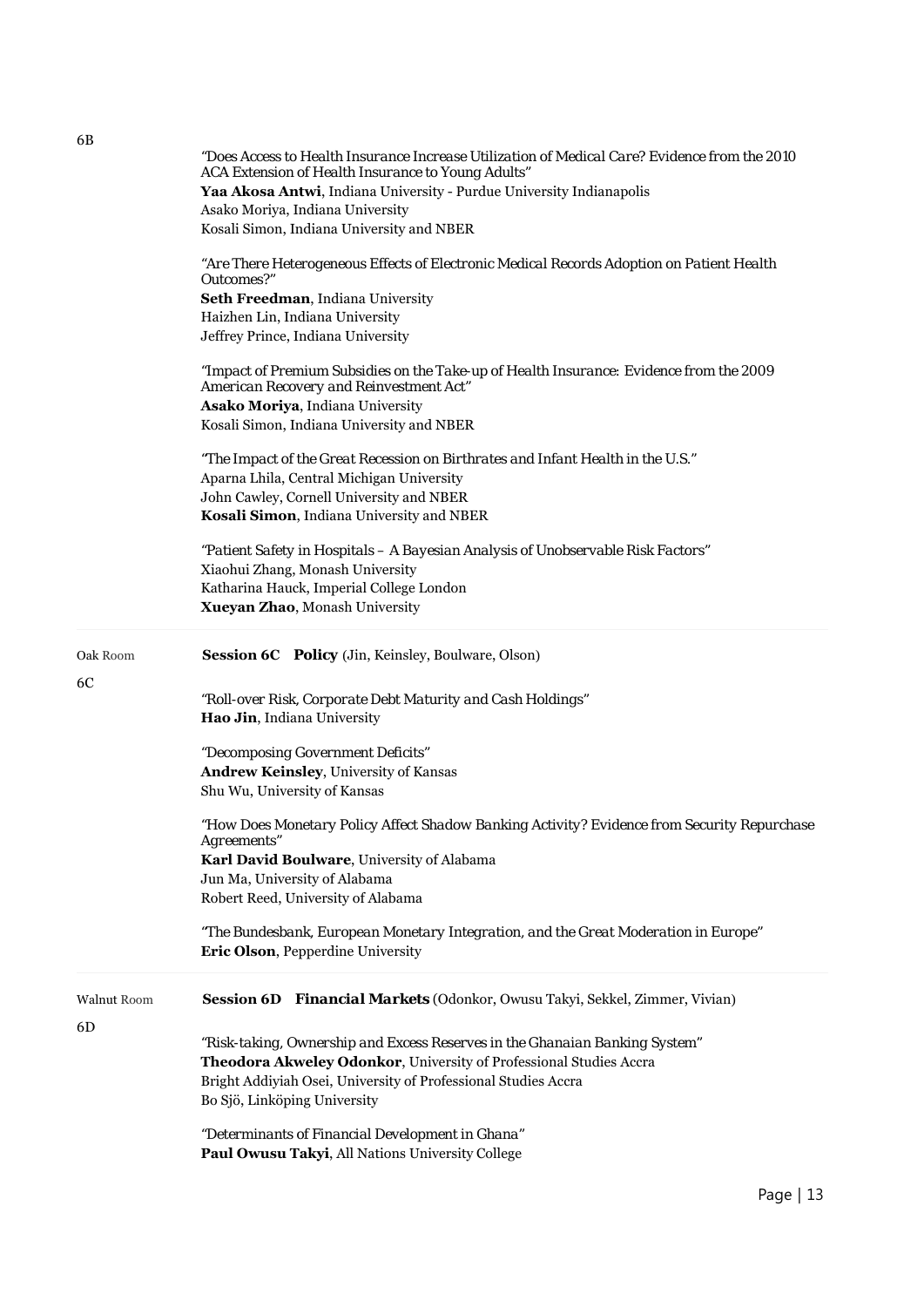6B

"Does Access to Health Insurance Increase Utilization of Medical Care? Evidence from the 2010 ACA Extension of Health Insurance to Young Adults"
**Yaa Akosa Antwi**, Indiana University - Purdue University Indianapolis
Asako Moriya, Indiana University
Kosali Simon, Indiana University and NBER

"Are There Heterogeneous Effects of Electronic Medical Records Adoption on Patient Health Outcomes?"
**Seth Freedman**, Indiana University
Haizhen Lin, Indiana University
Jeffrey Prince, Indiana University

"Impact of Premium Subsidies on the Take-up of Health Insurance: Evidence from the 2009 American Recovery and Reinvestment Act"
**Asako Moriya**, Indiana University
Kosali Simon, Indiana University and NBER

"The Impact of the Great Recession on Birthrates and Infant Health in the U.S."
Aparna Lhila, Central Michigan University
John Cawley, Cornell University and NBER
**Kosali Simon**, Indiana University and NBER

"Patient Safety in Hospitals – A Bayesian Analysis of Unobservable Risk Factors"
Xiaohui Zhang, Monash University
Katharina Hauck, Imperial College London
**Xueyan Zhao**, Monash University

---

Oak Room

6C

**Session 6C Policy** (Jin, Keinsley, Boulware, Olson)

"Roll-over Risk, Corporate Debt Maturity and Cash Holdings"
**Hao Jin**, Indiana University

"Decomposing Government Deficits"
**Andrew Keinsley**, University of Kansas
Shu Wu, University of Kansas

"How Does Monetary Policy Affect Shadow Banking Activity? Evidence from Security Repurchase Agreements"
**Karl David Boulware**, University of Alabama
Jun Ma, University of Alabama
Robert Reed, University of Alabama

"The Bundesbank, European Monetary Integration, and the Great Moderation in Europe"
**Eric Olson**, Pepperdine University

---

Walnut Room

6D

**Session 6D Financial Markets** (Odonkor, Owusu Takyi, Sekkel, Zimmer, Vivian)

"Risk-taking, Ownership and Excess Reserves in the Ghanaian Banking System"
**Theodora Akweley Odonkor**, University of Professional Studies Accra
Bright Addiyiah Osei, University of Professional Studies Accra
Bo Sjö, Linköping University

"Determinants of Financial Development in Ghana"
**Paul Owusu Takyi**, All Nations University College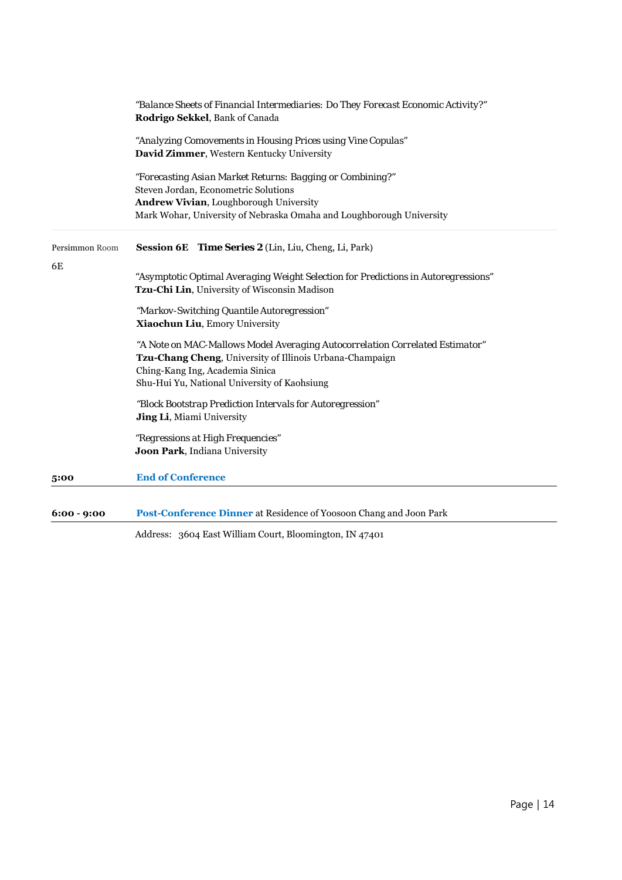"Balance Sheets of Financial Intermediaries: Do They Forecast Economic Activity?"
**Rodrigo Sekkel**, Bank of Canada

"Analyzing Comovements in Housing Prices using Vine Copulas"
**David Zimmer**, Western Kentucky University

"Forecasting Asian Market Returns: Bagging or Combining?"
Steven Jordan, Econometric Solutions
**Andrew Vivian**, Loughborough University
Mark Wohar, University of Nebraska Omaha and Loughborough University

---

Persimmon Room
6E

**Session 6E Time Series 2** (Lin, Liu, Cheng, Li, Park)

"Asymptotic Optimal Averaging Weight Selection for Predictions in Autoregressions"
**Tzu-Chi Lin**, University of Wisconsin Madison

"Markov-Switching Quantile Autoregression"
**Xiaochun Liu**, Emory University

"A Note on MAC-Mallows Model Averaging Autocorrelation Correlated Estimator"
**Tzu-Chang Cheng**, University of Illinois Urbana-Champaign
Ching-Kang Ing, Academia Sinica
Shu-Hui Yu, National University of Kaohsiung

"Block Bootstrap Prediction Intervals for Autoregression"
**Jing Li**, Miami University

"Regressions at High Frequencies"
**Joon Park**, Indiana University

**5:00** **End of Conference**

---

**6:00 - 9:00** **Post-Conference Dinner** at Residence of Yoosoon Chang and Joon Park

---

Address: 3604 East William Court, Bloomington, IN 47401